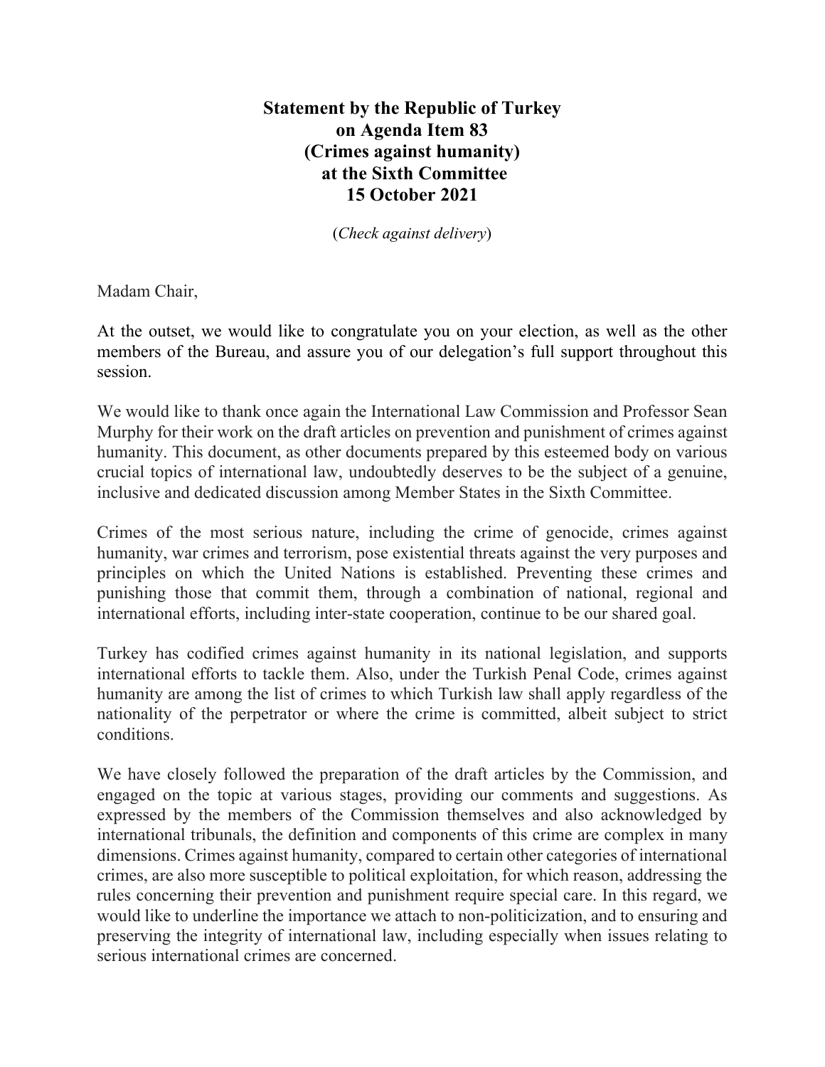**Statement by the Republic of Turkey**
**on Agenda Item 83**
**(Crimes against humanity)**
**at the Sixth Committee**
**15 October 2021**

(*Check against delivery*)

Madam Chair,

At the outset, we would like to congratulate you on your election, as well as the other members of the Bureau, and assure you of our delegation's full support throughout this session.

We would like to thank once again the International Law Commission and Professor Sean Murphy for their work on the draft articles on prevention and punishment of crimes against humanity. This document, as other documents prepared by this esteemed body on various crucial topics of international law, undoubtedly deserves to be the subject of a genuine, inclusive and dedicated discussion among Member States in the Sixth Committee.

Crimes of the most serious nature, including the crime of genocide, crimes against humanity, war crimes and terrorism, pose existential threats against the very purposes and principles on which the United Nations is established. Preventing these crimes and punishing those that commit them, through a combination of national, regional and international efforts, including inter-state cooperation, continue to be our shared goal.

Turkey has codified crimes against humanity in its national legislation, and supports international efforts to tackle them. Also, under the Turkish Penal Code, crimes against humanity are among the list of crimes to which Turkish law shall apply regardless of the nationality of the perpetrator or where the crime is committed, albeit subject to strict conditions.

We have closely followed the preparation of the draft articles by the Commission, and engaged on the topic at various stages, providing our comments and suggestions. As expressed by the members of the Commission themselves and also acknowledged by international tribunals, the definition and components of this crime are complex in many dimensions. Crimes against humanity, compared to certain other categories of international crimes, are also more susceptible to political exploitation, for which reason, addressing the rules concerning their prevention and punishment require special care. In this regard, we would like to underline the importance we attach to non-politicization, and to ensuring and preserving the integrity of international law, including especially when issues relating to serious international crimes are concerned.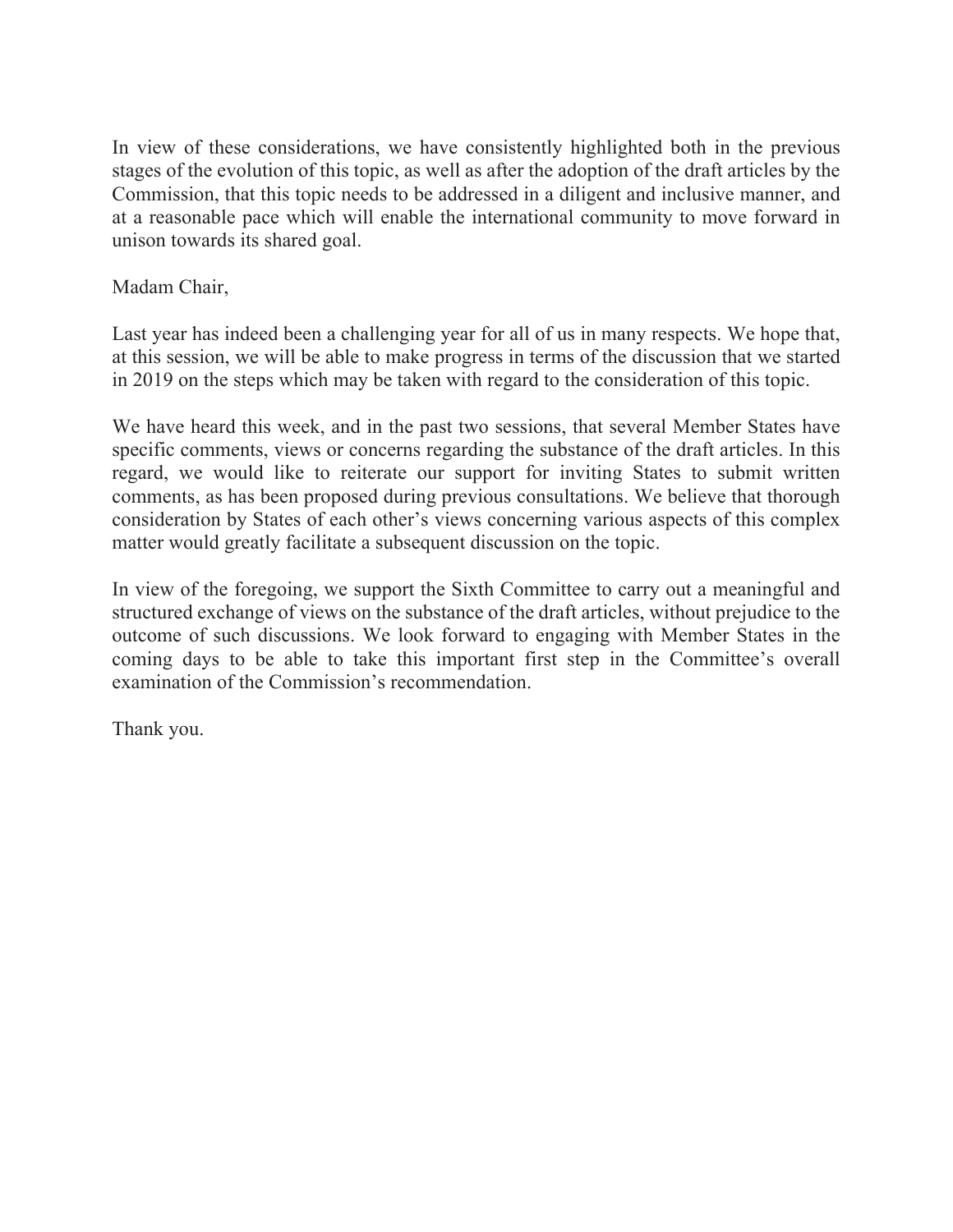In view of these considerations, we have consistently highlighted both in the previous stages of the evolution of this topic, as well as after the adoption of the draft articles by the Commission, that this topic needs to be addressed in a diligent and inclusive manner, and at a reasonable pace which will enable the international community to move forward in unison towards its shared goal.

Madam Chair,

Last year has indeed been a challenging year for all of us in many respects. We hope that, at this session, we will be able to make progress in terms of the discussion that we started in 2019 on the steps which may be taken with regard to the consideration of this topic.

We have heard this week, and in the past two sessions, that several Member States have specific comments, views or concerns regarding the substance of the draft articles. In this regard, we would like to reiterate our support for inviting States to submit written comments, as has been proposed during previous consultations. We believe that thorough consideration by States of each other's views concerning various aspects of this complex matter would greatly facilitate a subsequent discussion on the topic.

In view of the foregoing, we support the Sixth Committee to carry out a meaningful and structured exchange of views on the substance of the draft articles, without prejudice to the outcome of such discussions. We look forward to engaging with Member States in the coming days to be able to take this important first step in the Committee's overall examination of the Commission's recommendation.

Thank you.